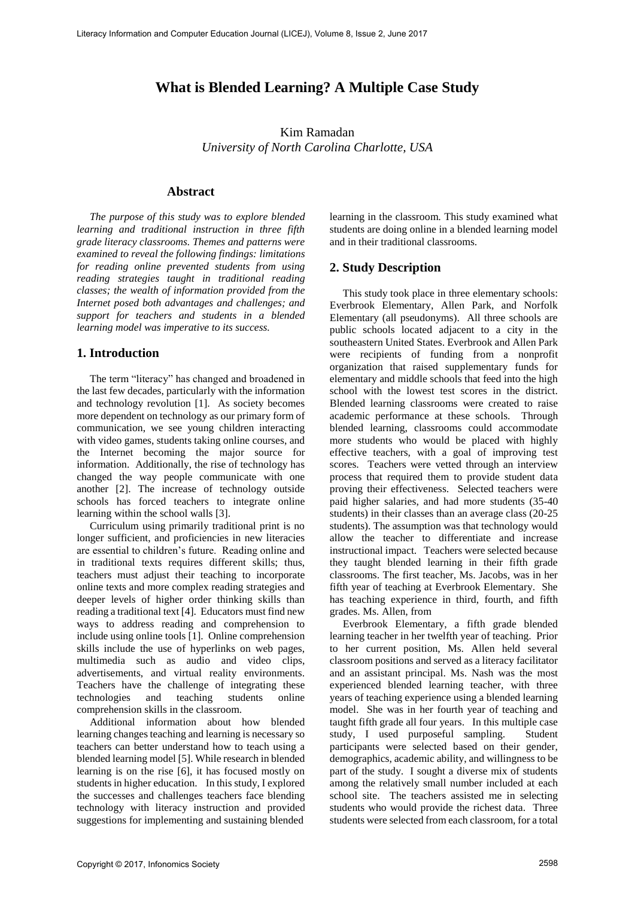# What is Blended Learning? A Multiple Case Study

Kim Ramadan
*University of North Carolina Charlotte, USA*

## Abstract

*The purpose of this study was to explore blended learning and traditional instruction in three fifth grade literacy classrooms. Themes and patterns were examined to reveal the following findings: limitations for reading online prevented students from using reading strategies taught in traditional reading classes; the wealth of information provided from the Internet posed both advantages and challenges; and support for teachers and students in a blended learning model was imperative to its success.*

## 1. Introduction

The term "literacy" has changed and broadened in the last few decades, particularly with the information and technology revolution [1]. As society becomes more dependent on technology as our primary form of communication, we see young children interacting with video games, students taking online courses, and the Internet becoming the major source for information. Additionally, the rise of technology has changed the way people communicate with one another [2]. The increase of technology outside schools has forced teachers to integrate online learning within the school walls [3].

Curriculum using primarily traditional print is no longer sufficient, and proficiencies in new literacies are essential to children's future. Reading online and in traditional texts requires different skills; thus, teachers must adjust their teaching to incorporate online texts and more complex reading strategies and deeper levels of higher order thinking skills than reading a traditional text [4]. Educators must find new ways to address reading and comprehension to include using online tools [1]. Online comprehension skills include the use of hyperlinks on web pages, multimedia such as audio and video clips, advertisements, and virtual reality environments. Teachers have the challenge of integrating these technologies and teaching students online comprehension skills in the classroom.

Additional information about how blended learning changes teaching and learning is necessary so teachers can better understand how to teach using a blended learning model [5]. While research in blended learning is on the rise [6], it has focused mostly on students in higher education. In this study, I explored the successes and challenges teachers face blending technology with literacy instruction and provided suggestions for implementing and sustaining blended learning in the classroom. This study examined what students are doing online in a blended learning model and in their traditional classrooms.

## 2. Study Description

This study took place in three elementary schools: Everbrook Elementary, Allen Park, and Norfolk Elementary (all pseudonyms). All three schools are public schools located adjacent to a city in the southeastern United States. Everbrook and Allen Park were recipients of funding from a nonprofit organization that raised supplementary funds for elementary and middle schools that feed into the high school with the lowest test scores in the district. Blended learning classrooms were created to raise academic performance at these schools. Through blended learning, classrooms could accommodate more students who would be placed with highly effective teachers, with a goal of improving test scores. Teachers were vetted through an interview process that required them to provide student data proving their effectiveness. Selected teachers were paid higher salaries, and had more students (35-40 students) in their classes than an average class (20-25 students). The assumption was that technology would allow the teacher to differentiate and increase instructional impact. Teachers were selected because they taught blended learning in their fifth grade classrooms. The first teacher, Ms. Jacobs, was in her fifth year of teaching at Everbrook Elementary. She has teaching experience in third, fourth, and fifth grades. Ms. Allen, from

Everbrook Elementary, a fifth grade blended learning teacher in her twelfth year of teaching. Prior to her current position, Ms. Allen held several classroom positions and served as a literacy facilitator and an assistant principal. Ms. Nash was the most experienced blended learning teacher, with three years of teaching experience using a blended learning model. She was in her fourth year of teaching and taught fifth grade all four years. In this multiple case study, I used purposeful sampling. Student participants were selected based on their gender, demographics, academic ability, and willingness to be part of the study. I sought a diverse mix of students among the relatively small number included at each school site. The teachers assisted me in selecting students who would provide the richest data. Three students were selected from each classroom, for a total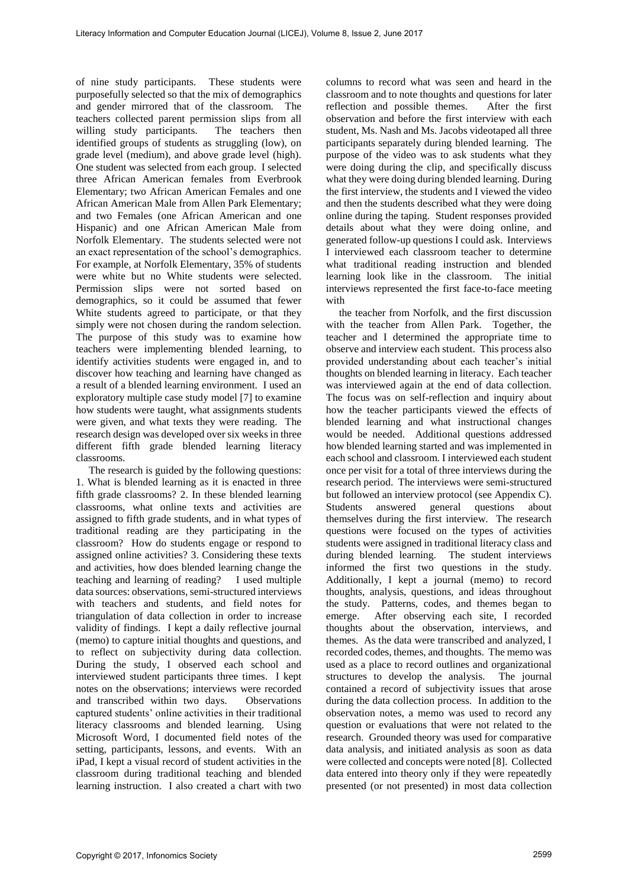of nine study participants. These students were purposefully selected so that the mix of demographics and gender mirrored that of the classroom. The teachers collected parent permission slips from all willing study participants. The teachers then identified groups of students as struggling (low), on grade level (medium), and above grade level (high). One student was selected from each group. I selected three African American females from Everbrook Elementary; two African American Females and one African American Male from Allen Park Elementary; and two Females (one African American and one Hispanic) and one African American Male from Norfolk Elementary. The students selected were not an exact representation of the school's demographics. For example, at Norfolk Elementary, 35% of students were white but no White students were selected. Permission slips were not sorted based on demographics, so it could be assumed that fewer White students agreed to participate, or that they simply were not chosen during the random selection. The purpose of this study was to examine how teachers were implementing blended learning, to identify activities students were engaged in, and to discover how teaching and learning have changed as a result of a blended learning environment. I used an exploratory multiple case study model [7] to examine how students were taught, what assignments students were given, and what texts they were reading. The research design was developed over six weeks in three different fifth grade blended learning literacy classrooms.

The research is guided by the following questions: 1. What is blended learning as it is enacted in three fifth grade classrooms? 2. In these blended learning classrooms, what online texts and activities are assigned to fifth grade students, and in what types of traditional reading are they participating in the classroom? How do students engage or respond to assigned online activities? 3. Considering these texts and activities, how does blended learning change the teaching and learning of reading? I used multiple data sources: observations, semi-structured interviews with teachers and students, and field notes for triangulation of data collection in order to increase validity of findings. I kept a daily reflective journal (memo) to capture initial thoughts and questions, and to reflect on subjectivity during data collection. During the study, I observed each school and interviewed student participants three times. I kept notes on the observations; interviews were recorded and transcribed within two days. Observations captured students' online activities in their traditional literacy classrooms and blended learning. Using Microsoft Word, I documented field notes of the setting, participants, lessons, and events. With an iPad, I kept a visual record of student activities in the classroom during traditional teaching and blended learning instruction. I also created a chart with two columns to record what was seen and heard in the classroom and to note thoughts and questions for later reflection and possible themes. After the first observation and before the first interview with each student, Ms. Nash and Ms. Jacobs videotaped all three participants separately during blended learning. The purpose of the video was to ask students what they were doing during the clip, and specifically discuss what they were doing during blended learning. During the first interview, the students and I viewed the video and then the students described what they were doing online during the taping. Student responses provided details about what they were doing online, and generated follow-up questions I could ask. Interviews I interviewed each classroom teacher to determine what traditional reading instruction and blended learning look like in the classroom. The initial interviews represented the first face-to-face meeting with

the teacher from Norfolk, and the first discussion with the teacher from Allen Park. Together, the teacher and I determined the appropriate time to observe and interview each student. This process also provided understanding about each teacher's initial thoughts on blended learning in literacy. Each teacher was interviewed again at the end of data collection. The focus was on self-reflection and inquiry about how the teacher participants viewed the effects of blended learning and what instructional changes would be needed. Additional questions addressed how blended learning started and was implemented in each school and classroom. I interviewed each student once per visit for a total of three interviews during the research period. The interviews were semi-structured but followed an interview protocol (see Appendix C). Students answered general questions about themselves during the first interview. The research questions were focused on the types of activities students were assigned in traditional literacy class and during blended learning. The student interviews informed the first two questions in the study. Additionally, I kept a journal (memo) to record thoughts, analysis, questions, and ideas throughout the study. Patterns, codes, and themes began to emerge. After observing each site, I recorded thoughts about the observation, interviews, and themes. As the data were transcribed and analyzed, I recorded codes, themes, and thoughts. The memo was used as a place to record outlines and organizational structures to develop the analysis. The journal contained a record of subjectivity issues that arose during the data collection process. In addition to the observation notes, a memo was used to record any question or evaluations that were not related to the research. Grounded theory was used for comparative data analysis, and initiated analysis as soon as data were collected and concepts were noted [8]. Collected data entered into theory only if they were repeatedly presented (or not presented) in most data collection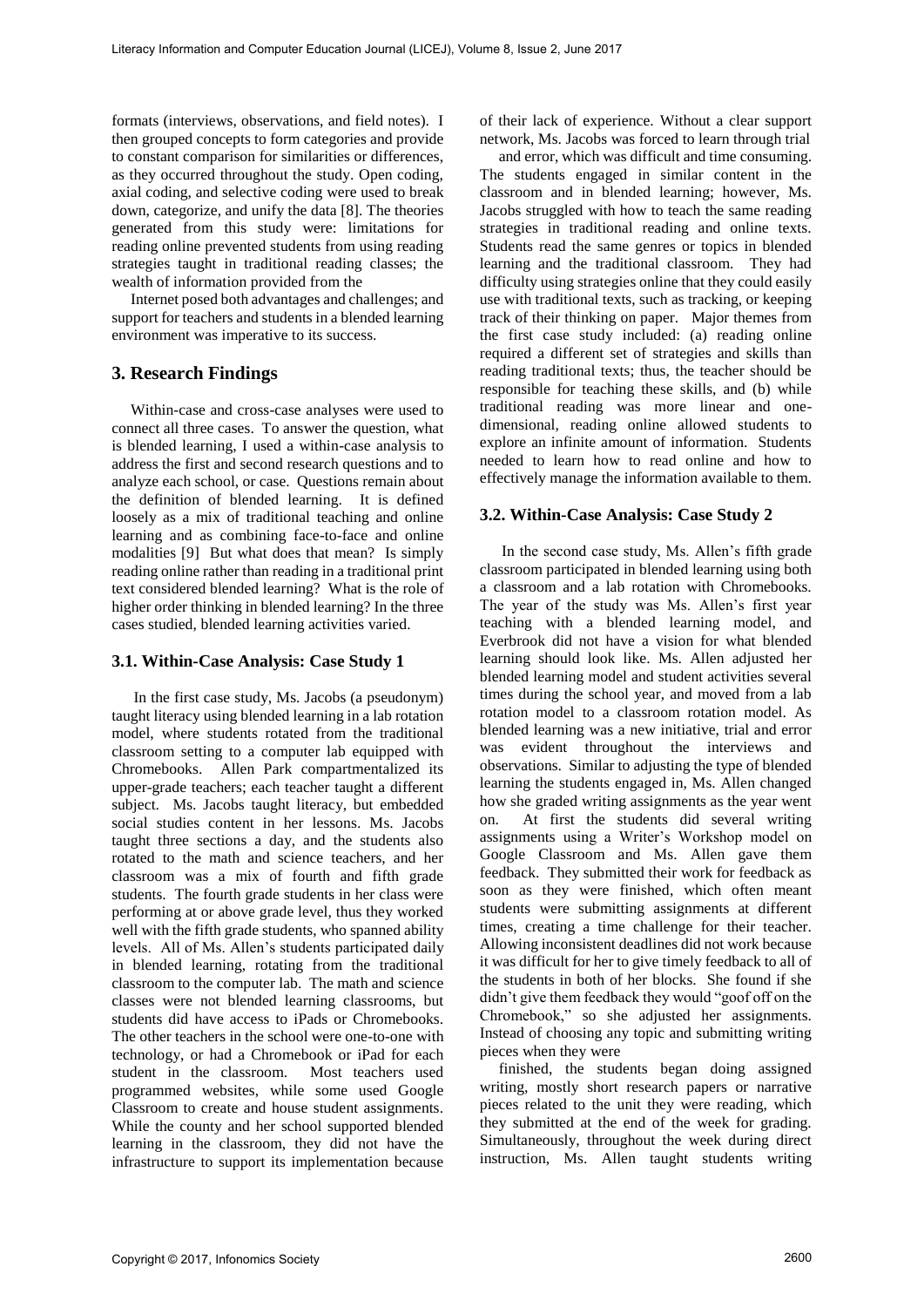formats (interviews, observations, and field notes). I then grouped concepts to form categories and provide to constant comparison for similarities or differences, as they occurred throughout the study. Open coding, axial coding, and selective coding were used to break down, categorize, and unify the data [8]. The theories generated from this study were: limitations for reading online prevented students from using reading strategies taught in traditional reading classes; the wealth of information provided from the Internet posed both advantages and challenges; and support for teachers and students in a blended learning environment was imperative to its success.

## 3. Research Findings

Within-case and cross-case analyses were used to connect all three cases. To answer the question, what is blended learning, I used a within-case analysis to address the first and second research questions and to analyze each school, or case. Questions remain about the definition of blended learning. It is defined loosely as a mix of traditional teaching and online learning and as combining face-to-face and online modalities [9] But what does that mean? Is simply reading online rather than reading in a traditional print text considered blended learning? What is the role of higher order thinking in blended learning? In the three cases studied, blended learning activities varied.

### 3.1. Within-Case Analysis: Case Study 1

In the first case study, Ms. Jacobs (a pseudonym) taught literacy using blended learning in a lab rotation model, where students rotated from the traditional classroom setting to a computer lab equipped with Chromebooks. Allen Park compartmentalized its upper-grade teachers; each teacher taught a different subject. Ms. Jacobs taught literacy, but embedded social studies content in her lessons. Ms. Jacobs taught three sections a day, and the students also rotated to the math and science teachers, and her classroom was a mix of fourth and fifth grade students. The fourth grade students in her class were performing at or above grade level, thus they worked well with the fifth grade students, who spanned ability levels. All of Ms. Allen's students participated daily in blended learning, rotating from the traditional classroom to the computer lab. The math and science classes were not blended learning classrooms, but students did have access to iPads or Chromebooks. The other teachers in the school were one-to-one with technology, or had a Chromebook or iPad for each student in the classroom. Most teachers used programmed websites, while some used Google Classroom to create and house student assignments. While the county and her school supported blended learning in the classroom, they did not have the infrastructure to support its implementation because of their lack of experience. Without a clear support network, Ms. Jacobs was forced to learn through trial and error, which was difficult and time consuming. The students engaged in similar content in the classroom and in blended learning; however, Ms. Jacobs struggled with how to teach the same reading strategies in traditional reading and online texts. Students read the same genres or topics in blended learning and the traditional classroom. They had difficulty using strategies online that they could easily use with traditional texts, such as tracking, or keeping track of their thinking on paper. Major themes from the first case study included: (a) reading online required a different set of strategies and skills than reading traditional texts; thus, the teacher should be responsible for teaching these skills, and (b) while traditional reading was more linear and one-dimensional, reading online allowed students to explore an infinite amount of information. Students needed to learn how to read online and how to effectively manage the information available to them.

### 3.2. Within-Case Analysis: Case Study 2

In the second case study, Ms. Allen's fifth grade classroom participated in blended learning using both a classroom and a lab rotation with Chromebooks. The year of the study was Ms. Allen's first year teaching with a blended learning model, and Everbrook did not have a vision for what blended learning should look like. Ms. Allen adjusted her blended learning model and student activities several times during the school year, and moved from a lab rotation model to a classroom rotation model. As blended learning was a new initiative, trial and error was evident throughout the interviews and observations. Similar to adjusting the type of blended learning the students engaged in, Ms. Allen changed how she graded writing assignments as the year went on. At first the students did several writing assignments using a Writer's Workshop model on Google Classroom and Ms. Allen gave them feedback. They submitted their work for feedback as soon as they were finished, which often meant students were submitting assignments at different times, creating a time challenge for their teacher. Allowing inconsistent deadlines did not work because it was difficult for her to give timely feedback to all of the students in both of her blocks. She found if she didn't give them feedback they would "goof off on the Chromebook," so she adjusted her assignments. Instead of choosing any topic and submitting writing pieces when they were finished, the students began doing assigned writing, mostly short research papers or narrative pieces related to the unit they were reading, which they submitted at the end of the week for grading. Simultaneously, throughout the week during direct instruction, Ms. Allen taught students writing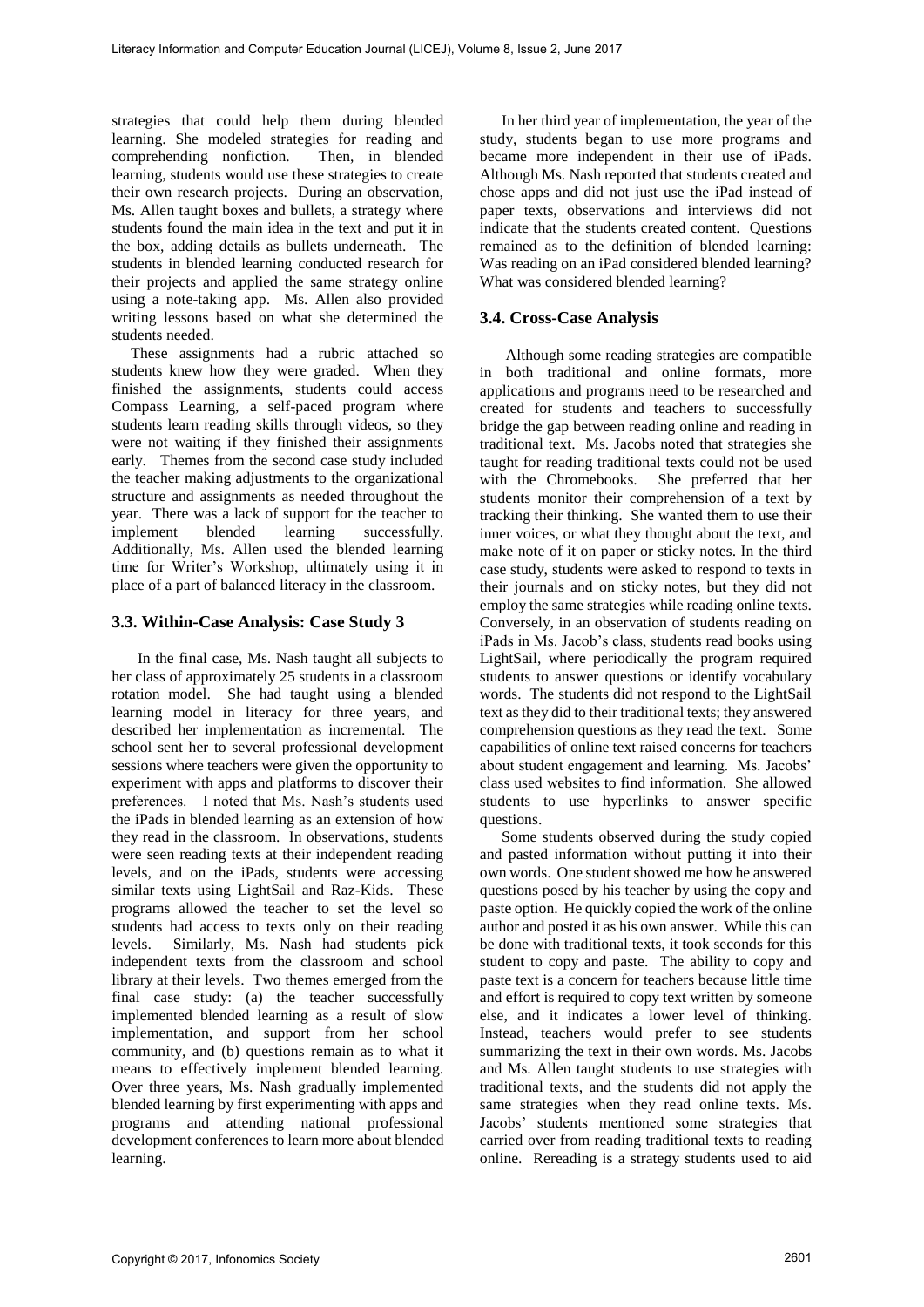strategies that could help them during blended learning. She modeled strategies for reading and comprehending nonfiction. Then, in blended learning, students would use these strategies to create their own research projects. During an observation, Ms. Allen taught boxes and bullets, a strategy where students found the main idea in the text and put it in the box, adding details as bullets underneath. The students in blended learning conducted research for their projects and applied the same strategy online using a note-taking app. Ms. Allen also provided writing lessons based on what she determined the students needed.

These assignments had a rubric attached so students knew how they were graded. When they finished the assignments, students could access Compass Learning, a self-paced program where students learn reading skills through videos, so they were not waiting if they finished their assignments early. Themes from the second case study included the teacher making adjustments to the organizational structure and assignments as needed throughout the year. There was a lack of support for the teacher to implement blended learning successfully. Additionally, Ms. Allen used the blended learning time for Writer's Workshop, ultimately using it in place of a part of balanced literacy in the classroom.

### 3.3. Within-Case Analysis: Case Study 3

In the final case, Ms. Nash taught all subjects to her class of approximately 25 students in a classroom rotation model. She had taught using a blended learning model in literacy for three years, and described her implementation as incremental. The school sent her to several professional development sessions where teachers were given the opportunity to experiment with apps and platforms to discover their preferences. I noted that Ms. Nash's students used the iPads in blended learning as an extension of how they read in the classroom. In observations, students were seen reading texts at their independent reading levels, and on the iPads, students were accessing similar texts using LightSail and Raz-Kids. These programs allowed the teacher to set the level so students had access to texts only on their reading levels. Similarly, Ms. Nash had students pick independent texts from the classroom and school library at their levels. Two themes emerged from the final case study: (a) the teacher successfully implemented blended learning as a result of slow implementation, and support from her school community, and (b) questions remain as to what it means to effectively implement blended learning. Over three years, Ms. Nash gradually implemented blended learning by first experimenting with apps and programs and attending national professional development conferences to learn more about blended learning.

In her third year of implementation, the year of the study, students began to use more programs and became more independent in their use of iPads. Although Ms. Nash reported that students created and chose apps and did not just use the iPad instead of paper texts, observations and interviews did not indicate that the students created content. Questions remained as to the definition of blended learning: Was reading on an iPad considered blended learning? What was considered blended learning?

### 3.4. Cross-Case Analysis

Although some reading strategies are compatible in both traditional and online formats, more applications and programs need to be researched and created for students and teachers to successfully bridge the gap between reading online and reading in traditional text. Ms. Jacobs noted that strategies she taught for reading traditional texts could not be used with the Chromebooks. She preferred that her students monitor their comprehension of a text by tracking their thinking. She wanted them to use their inner voices, or what they thought about the text, and make note of it on paper or sticky notes. In the third case study, students were asked to respond to texts in their journals and on sticky notes, but they did not employ the same strategies while reading online texts. Conversely, in an observation of students reading on iPads in Ms. Jacob's class, students read books using LightSail, where periodically the program required students to answer questions or identify vocabulary words. The students did not respond to the LightSail text as they did to their traditional texts; they answered comprehension questions as they read the text. Some capabilities of online text raised concerns for teachers about student engagement and learning. Ms. Jacobs' class used websites to find information. She allowed students to use hyperlinks to answer specific questions.

Some students observed during the study copied and pasted information without putting it into their own words. One student showed me how he answered questions posed by his teacher by using the copy and paste option. He quickly copied the work of the online author and posted it as his own answer. While this can be done with traditional texts, it took seconds for this student to copy and paste. The ability to copy and paste text is a concern for teachers because little time and effort is required to copy text written by someone else, and it indicates a lower level of thinking. Instead, teachers would prefer to see students summarizing the text in their own words. Ms. Jacobs and Ms. Allen taught students to use strategies with traditional texts, and the students did not apply the same strategies when they read online texts. Ms. Jacobs' students mentioned some strategies that carried over from reading traditional texts to reading online. Rereading is a strategy students used to aid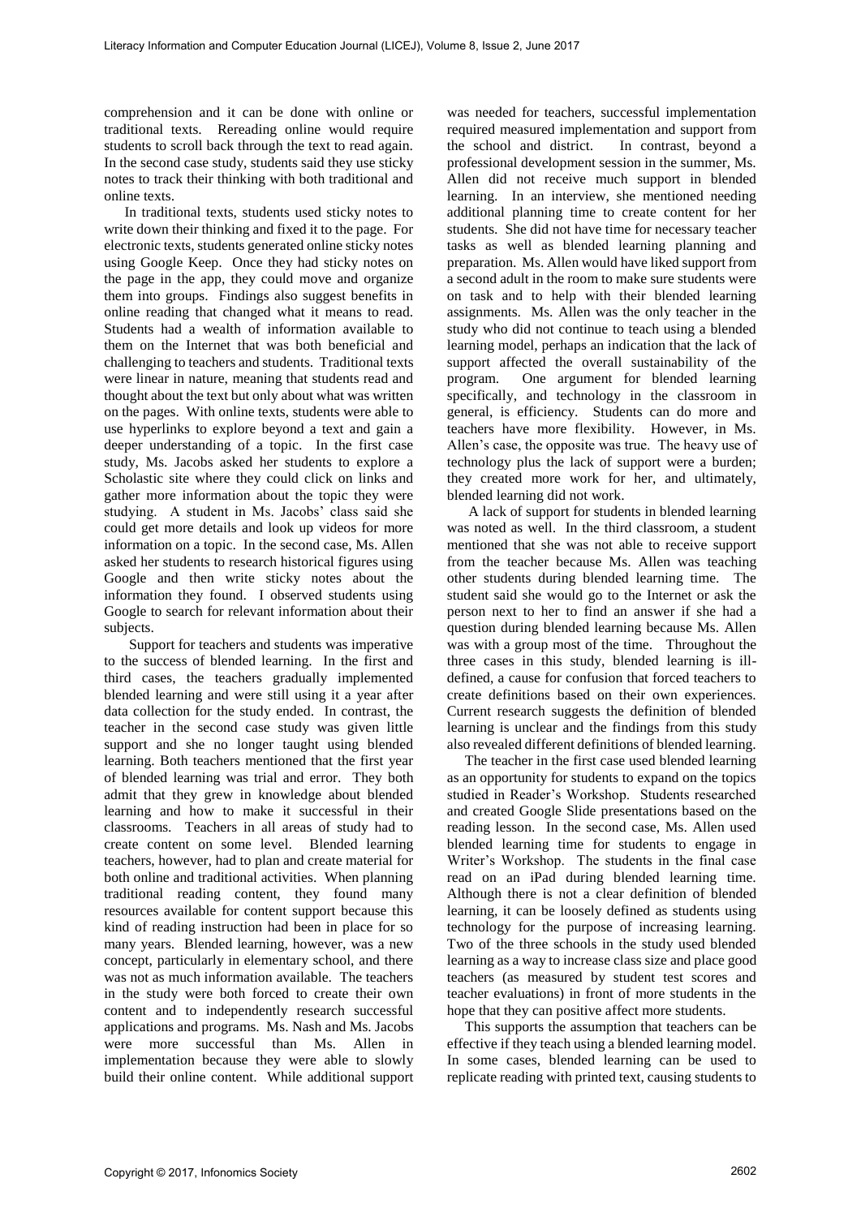comprehension and it can be done with online or traditional texts. Rereading online would require students to scroll back through the text to read again. In the second case study, students said they use sticky notes to track their thinking with both traditional and online texts.

In traditional texts, students used sticky notes to write down their thinking and fixed it to the page. For electronic texts, students generated online sticky notes using Google Keep. Once they had sticky notes on the page in the app, they could move and organize them into groups. Findings also suggest benefits in online reading that changed what it means to read. Students had a wealth of information available to them on the Internet that was both beneficial and challenging to teachers and students. Traditional texts were linear in nature, meaning that students read and thought about the text but only about what was written on the pages. With online texts, students were able to use hyperlinks to explore beyond a text and gain a deeper understanding of a topic. In the first case study, Ms. Jacobs asked her students to explore a Scholastic site where they could click on links and gather more information about the topic they were studying. A student in Ms. Jacobs' class said she could get more details and look up videos for more information on a topic. In the second case, Ms. Allen asked her students to research historical figures using Google and then write sticky notes about the information they found. I observed students using Google to search for relevant information about their subjects.

Support for teachers and students was imperative to the success of blended learning. In the first and third cases, the teachers gradually implemented blended learning and were still using it a year after data collection for the study ended. In contrast, the teacher in the second case study was given little support and she no longer taught using blended learning. Both teachers mentioned that the first year of blended learning was trial and error. They both admit that they grew in knowledge about blended learning and how to make it successful in their classrooms. Teachers in all areas of study had to create content on some level. Blended learning teachers, however, had to plan and create material for both online and traditional activities. When planning traditional reading content, they found many resources available for content support because this kind of reading instruction had been in place for so many years. Blended learning, however, was a new concept, particularly in elementary school, and there was not as much information available. The teachers in the study were both forced to create their own content and to independently research successful applications and programs. Ms. Nash and Ms. Jacobs were more successful than Ms. Allen in implementation because they were able to slowly build their online content. While additional support was needed for teachers, successful implementation required measured implementation and support from the school and district. In contrast, beyond a professional development session in the summer, Ms. Allen did not receive much support in blended learning. In an interview, she mentioned needing additional planning time to create content for her students. She did not have time for necessary teacher tasks as well as blended learning planning and preparation. Ms. Allen would have liked support from a second adult in the room to make sure students were on task and to help with their blended learning assignments. Ms. Allen was the only teacher in the study who did not continue to teach using a blended learning model, perhaps an indication that the lack of support affected the overall sustainability of the program. One argument for blended learning specifically, and technology in the classroom in general, is efficiency. Students can do more and teachers have more flexibility. However, in Ms. Allen's case, the opposite was true. The heavy use of technology plus the lack of support were a burden; they created more work for her, and ultimately, blended learning did not work.

A lack of support for students in blended learning was noted as well. In the third classroom, a student mentioned that she was not able to receive support from the teacher because Ms. Allen was teaching other students during blended learning time. The student said she would go to the Internet or ask the person next to her to find an answer if she had a question during blended learning because Ms. Allen was with a group most of the time. Throughout the three cases in this study, blended learning is ill-defined, a cause for confusion that forced teachers to create definitions based on their own experiences. Current research suggests the definition of blended learning is unclear and the findings from this study also revealed different definitions of blended learning.

The teacher in the first case used blended learning as an opportunity for students to expand on the topics studied in Reader's Workshop. Students researched and created Google Slide presentations based on the reading lesson. In the second case, Ms. Allen used blended learning time for students to engage in Writer's Workshop. The students in the final case read on an iPad during blended learning time. Although there is not a clear definition of blended learning, it can be loosely defined as students using technology for the purpose of increasing learning. Two of the three schools in the study used blended learning as a way to increase class size and place good teachers (as measured by student test scores and teacher evaluations) in front of more students in the hope that they can positive affect more students.

This supports the assumption that teachers can be effective if they teach using a blended learning model. In some cases, blended learning can be used to replicate reading with printed text, causing students to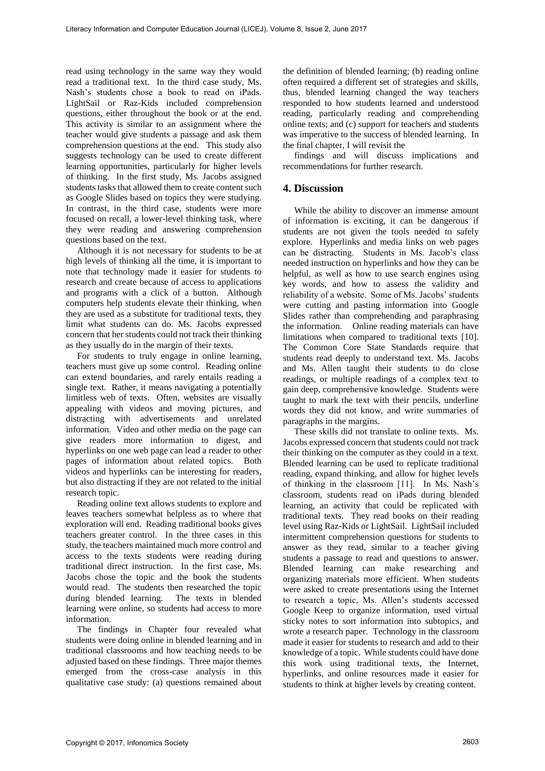read using technology in the same way they would read a traditional text. In the third case study, Ms. Nash's students chose a book to read on iPads. LightSail or Raz-Kids included comprehension questions, either throughout the book or at the end. This activity is similar to an assignment where the teacher would give students a passage and ask them comprehension questions at the end. This study also suggests technology can be used to create different learning opportunities, particularly for higher levels of thinking. In the first study, Ms. Jacobs assigned students tasks that allowed them to create content such as Google Slides based on topics they were studying. In contrast, in the third case, students were more focused on recall, a lower-level thinking task, where they were reading and answering comprehension questions based on the text.

Although it is not necessary for students to be at high levels of thinking all the time, it is important to note that technology made it easier for students to research and create because of access to applications and programs with a click of a button. Although computers help students elevate their thinking, when they are used as a substitute for traditional texts, they limit what students can do. Ms. Jacobs expressed concern that her students could not track their thinking as they usually do in the margin of their texts.

For students to truly engage in online learning, teachers must give up some control. Reading online can extend boundaries, and rarely entails reading a single text. Rather, it means navigating a potentially limitless web of texts. Often, websites are visually appealing with videos and moving pictures, and distracting with advertisements and unrelated information. Video and other media on the page can give readers more information to digest, and hyperlinks on one web page can lead a reader to other pages of information about related topics. Both videos and hyperlinks can be interesting for readers, but also distracting if they are not related to the initial research topic.

Reading online text allows students to explore and leaves teachers somewhat helpless as to where that exploration will end. Reading traditional books gives teachers greater control. In the three cases in this study, the teachers maintained much more control and access to the texts students were reading during traditional direct instruction. In the first case, Ms. Jacobs chose the topic and the book the students would read. The students then researched the topic during blended learning. The texts in blended learning were online, so students had access to more information.

The findings in Chapter four revealed what students were doing online in blended learning and in traditional classrooms and how teaching needs to be adjusted based on these findings. Three major themes emerged from the cross-case analysis in this qualitative case study: (a) questions remained about the definition of blended learning; (b) reading online often required a different set of strategies and skills, thus, blended learning changed the way teachers responded to how students learned and understood reading, particularly reading and comprehending online texts; and (c) support for teachers and students was imperative to the success of blended learning. In the final chapter, I will revisit the findings and will discuss implications and recommendations for further research.

## 4. Discussion

While the ability to discover an immense amount of information is exciting, it can be dangerous if students are not given the tools needed to safely explore. Hyperlinks and media links on web pages can be distracting. Students in Ms. Jacob's class needed instruction on hyperlinks and how they can be helpful, as well as how to use search engines using key words, and how to assess the validity and reliability of a website. Some of Ms. Jacobs' students were cutting and pasting information into Google Slides rather than comprehending and paraphrasing the information. Online reading materials can have limitations when compared to traditional texts [10]. The Common Core State Standards require that students read deeply to understand text. Ms. Jacobs and Ms. Allen taught their students to do close readings, or multiple readings of a complex text to gain deep, comprehensive knowledge. Students were taught to mark the text with their pencils, underline words they did not know, and write summaries of paragraphs in the margins.

These skills did not translate to online texts. Ms. Jacobs expressed concern that students could not track their thinking on the computer as they could in a text. Blended learning can be used to replicate traditional reading, expand thinking, and allow for higher levels of thinking in the classroom [11]. In Ms. Nash's classroom, students read on iPads during blended learning, an activity that could be replicated with traditional texts. They read books on their reading level using Raz-Kids or LightSail. LightSail included intermittent comprehension questions for students to answer as they read, similar to a teacher giving students a passage to read and questions to answer. Blended learning can make researching and organizing materials more efficient. When students were asked to create presentations using the Internet to research a topic, Ms. Allen's students accessed Google Keep to organize information, used virtual sticky notes to sort information into subtopics, and wrote a research paper. Technology in the classroom made it easier for students to research and add to their knowledge of a topic. While students could have done this work using traditional texts, the Internet, hyperlinks, and online resources made it easier for students to think at higher levels by creating content.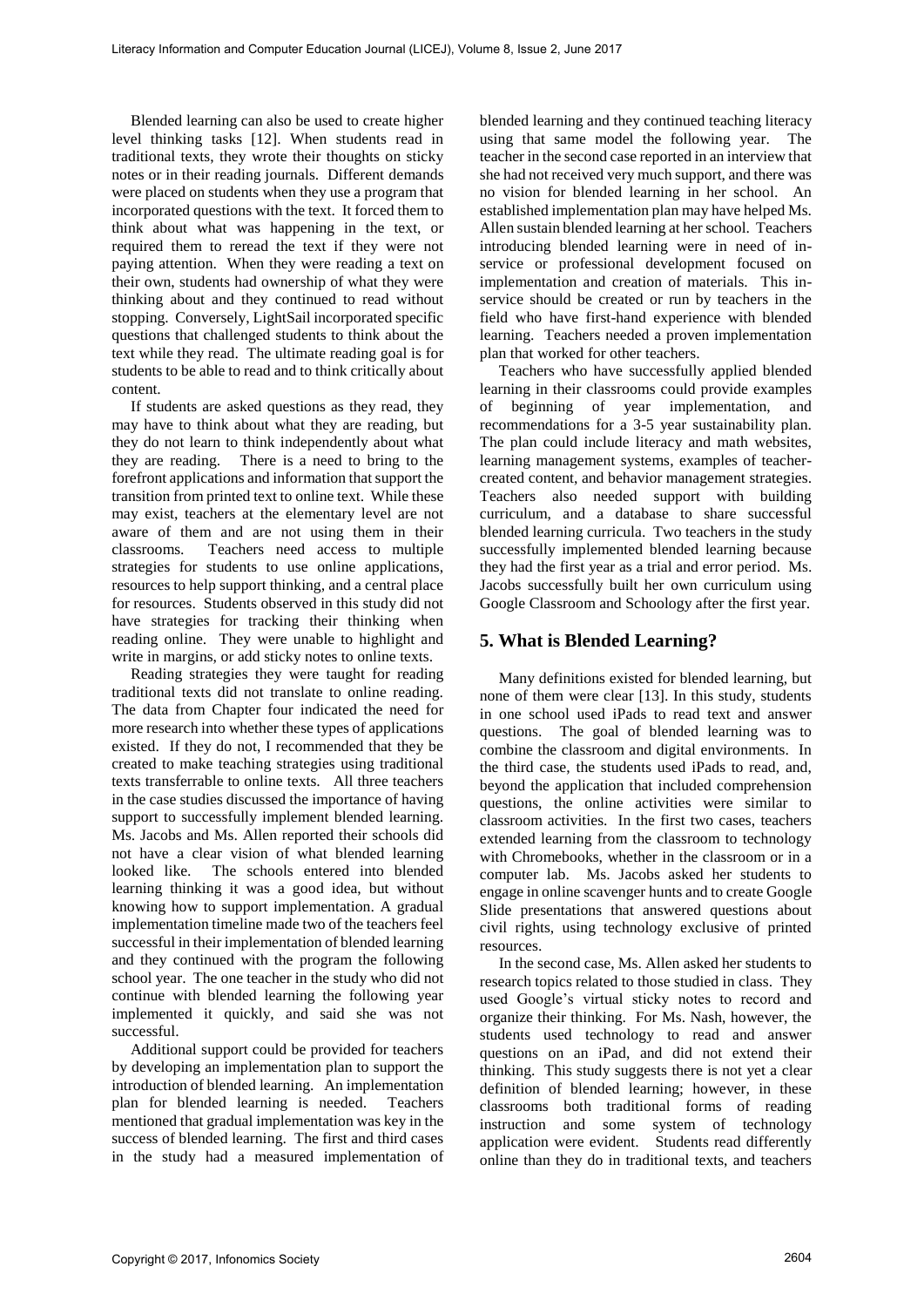Blended learning can also be used to create higher level thinking tasks [12]. When students read in traditional texts, they wrote their thoughts on sticky notes or in their reading journals. Different demands were placed on students when they use a program that incorporated questions with the text. It forced them to think about what was happening in the text, or required them to reread the text if they were not paying attention. When they were reading a text on their own, students had ownership of what they were thinking about and they continued to read without stopping. Conversely, LightSail incorporated specific questions that challenged students to think about the text while they read. The ultimate reading goal is for students to be able to read and to think critically about content.

If students are asked questions as they read, they may have to think about what they are reading, but they do not learn to think independently about what they are reading. There is a need to bring to the forefront applications and information that support the transition from printed text to online text. While these may exist, teachers at the elementary level are not aware of them and are not using them in their classrooms. Teachers need access to multiple strategies for students to use online applications, resources to help support thinking, and a central place for resources. Students observed in this study did not have strategies for tracking their thinking when reading online. They were unable to highlight and write in margins, or add sticky notes to online texts.

Reading strategies they were taught for reading traditional texts did not translate to online reading. The data from Chapter four indicated the need for more research into whether these types of applications existed. If they do not, I recommended that they be created to make teaching strategies using traditional texts transferrable to online texts. All three teachers in the case studies discussed the importance of having support to successfully implement blended learning. Ms. Jacobs and Ms. Allen reported their schools did not have a clear vision of what blended learning looked like. The schools entered into blended learning thinking it was a good idea, but without knowing how to support implementation. A gradual implementation timeline made two of the teachers feel successful in their implementation of blended learning and they continued with the program the following school year. The one teacher in the study who did not continue with blended learning the following year implemented it quickly, and said she was not successful.

Additional support could be provided for teachers by developing an implementation plan to support the introduction of blended learning. An implementation plan for blended learning is needed. Teachers mentioned that gradual implementation was key in the success of blended learning. The first and third cases in the study had a measured implementation of blended learning and they continued teaching literacy using that same model the following year. The teacher in the second case reported in an interview that she had not received very much support, and there was no vision for blended learning in her school. An established implementation plan may have helped Ms. Allen sustain blended learning at her school. Teachers introducing blended learning were in need of in-service or professional development focused on implementation and creation of materials. This in-service should be created or run by teachers in the field who have first-hand experience with blended learning. Teachers needed a proven implementation plan that worked for other teachers.

Teachers who have successfully applied blended learning in their classrooms could provide examples of beginning of year implementation, and recommendations for a 3-5 year sustainability plan. The plan could include literacy and math websites, learning management systems, examples of teacher-created content, and behavior management strategies. Teachers also needed support with building curriculum, and a database to share successful blended learning curricula. Two teachers in the study successfully implemented blended learning because they had the first year as a trial and error period. Ms. Jacobs successfully built her own curriculum using Google Classroom and Schoology after the first year.

## 5. What is Blended Learning?

Many definitions existed for blended learning, but none of them were clear [13]. In this study, students in one school used iPads to read text and answer questions. The goal of blended learning was to combine the classroom and digital environments. In the third case, the students used iPads to read, and, beyond the application that included comprehension questions, the online activities were similar to classroom activities. In the first two cases, teachers extended learning from the classroom to technology with Chromebooks, whether in the classroom or in a computer lab. Ms. Jacobs asked her students to engage in online scavenger hunts and to create Google Slide presentations that answered questions about civil rights, using technology exclusive of printed resources.

In the second case, Ms. Allen asked her students to research topics related to those studied in class. They used Google's virtual sticky notes to record and organize their thinking. For Ms. Nash, however, the students used technology to read and answer questions on an iPad, and did not extend their thinking. This study suggests there is not yet a clear definition of blended learning; however, in these classrooms both traditional forms of reading instruction and some system of technology application were evident. Students read differently online than they do in traditional texts, and teachers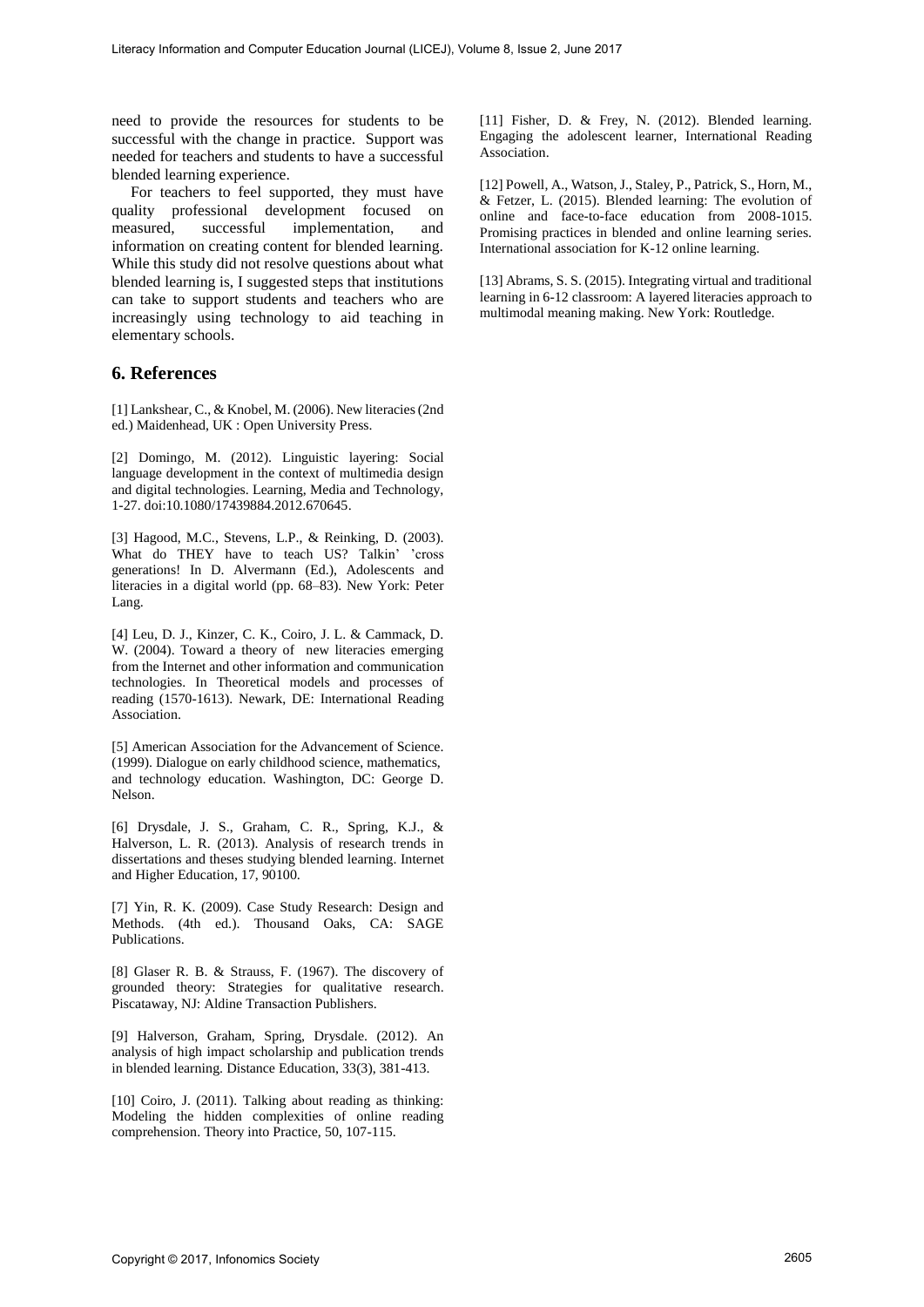need to provide the resources for students to be successful with the change in practice. Support was needed for teachers and students to have a successful blended learning experience.

For teachers to feel supported, they must have quality professional development focused on measured, successful implementation, and information on creating content for blended learning. While this study did not resolve questions about what blended learning is, I suggested steps that institutions can take to support students and teachers who are increasingly using technology to aid teaching in elementary schools.

## 6. References

[1] Lankshear, C., & Knobel, M. (2006). New literacies (2nd ed.) Maidenhead, UK : Open University Press.

[2] Domingo, M. (2012). Linguistic layering: Social language development in the context of multimedia design and digital technologies. Learning, Media and Technology, 1-27. doi:10.1080/17439884.2012.670645.

[3] Hagood, M.C., Stevens, L.P., & Reinking, D. (2003). What do THEY have to teach US? Talkin' 'cross generations! In D. Alvermann (Ed.), Adolescents and literacies in a digital world (pp. 68–83). New York: Peter Lang.

[4] Leu, D. J., Kinzer, C. K., Coiro, J. L. & Cammack, D. W. (2004). Toward a theory of new literacies emerging from the Internet and other information and communication technologies. In Theoretical models and processes of reading (1570-1613). Newark, DE: International Reading Association.

[5] American Association for the Advancement of Science. (1999). Dialogue on early childhood science, mathematics, and technology education. Washington, DC: George D. Nelson.

[6] Drysdale, J. S., Graham, C. R., Spring, K.J., & Halverson, L. R. (2013). Analysis of research trends in dissertations and theses studying blended learning. Internet and Higher Education, 17, 90100.

[7] Yin, R. K. (2009). Case Study Research: Design and Methods. (4th ed.). Thousand Oaks, CA: SAGE Publications.

[8] Glaser R. B. & Strauss, F. (1967). The discovery of grounded theory: Strategies for qualitative research. Piscataway, NJ: Aldine Transaction Publishers.

[9] Halverson, Graham, Spring, Drysdale. (2012). An analysis of high impact scholarship and publication trends in blended learning. Distance Education, 33(3), 381-413.

[10] Coiro, J. (2011). Talking about reading as thinking: Modeling the hidden complexities of online reading comprehension. Theory into Practice, 50, 107-115.

[11] Fisher, D. & Frey, N. (2012). Blended learning. Engaging the adolescent learner, International Reading Association.

[12] Powell, A., Watson, J., Staley, P., Patrick, S., Horn, M., & Fetzer, L. (2015). Blended learning: The evolution of online and face-to-face education from 2008-1015. Promising practices in blended and online learning series. International association for K-12 online learning.

[13] Abrams, S. S. (2015). Integrating virtual and traditional learning in 6-12 classroom: A layered literacies approach to multimodal meaning making. New York: Routledge.